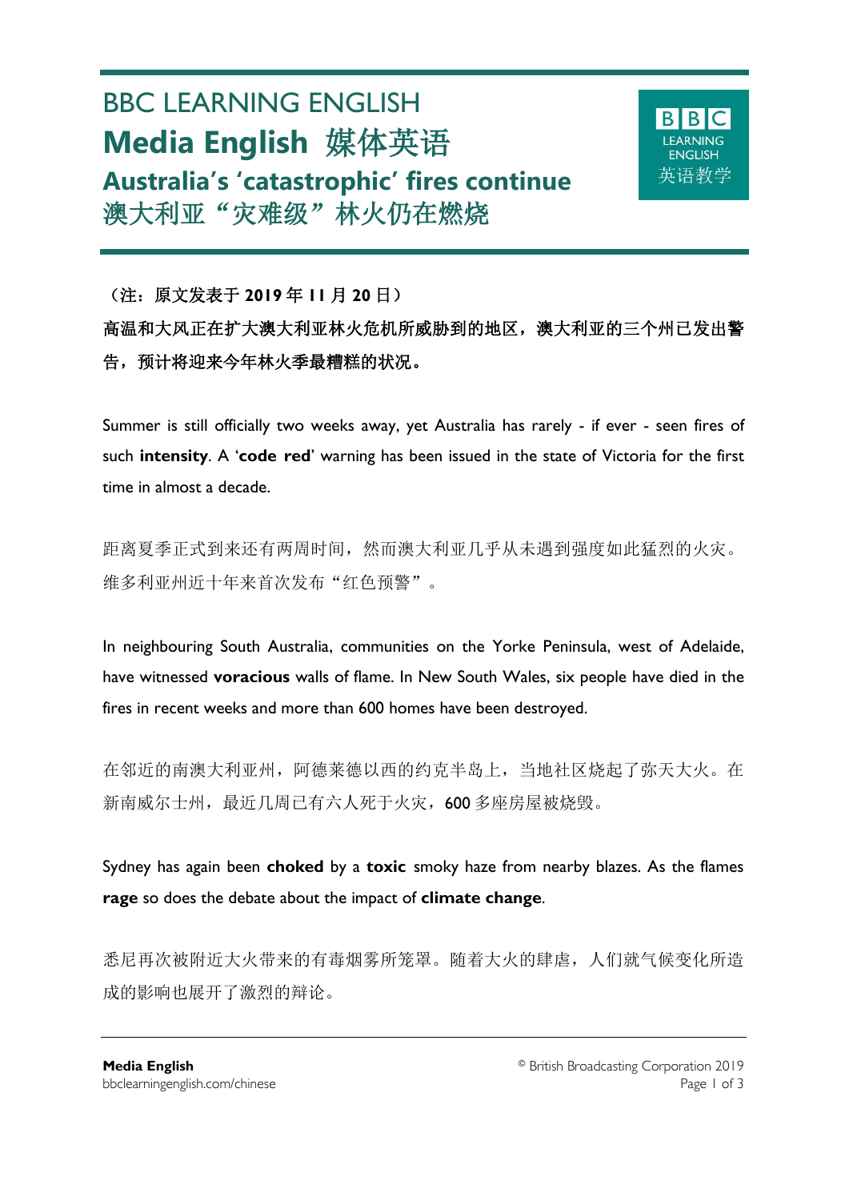# BBC LEARNING ENGLISH

# Media English 媒体英语

## Australia's 'catastrophic' fires continue

## 澳大利亚"灾难级"林火仍在燃烧

（注：原文发表于 **2019** 年 **11** 月 **20** 日）

**高温和大风正在扩大澳大利亚林火危机所威胁到的地区，澳大利亚的三个州已发出警告，预计将迎来今年林火季最糟糕的状况。**

Summer is still officially two weeks away, yet Australia has rarely - if ever - seen fires of such **intensity**. A '**code red**' warning has been issued in the state of Victoria for the first time in almost a decade.

距离夏季正式到来还有两周时间，然而澳大利亚几乎从未遇到强度如此猛烈的火灾。维多利亚州近十年来首次发布"红色预警"。

In neighbouring South Australia, communities on the Yorke Peninsula, west of Adelaide, have witnessed **voracious** walls of flame. In New South Wales, six people have died in the fires in recent weeks and more than 600 homes have been destroyed.

在邻近的南澳大利亚州，阿德莱德以西的约克半岛上，当地社区烧起了弥天大火。在新南威尔士州，最近几周已有六人死于火灾，600 多座房屋被烧毁。

Sydney has again been **choked** by a **toxic** smoky haze from nearby blazes. As the flames **rage** so does the debate about the impact of **climate change**.

悉尼再次被附近大火带来的有毒烟雾所笼罩。随着大火的肆虐，人们就气候变化所造成的影响也展开了激烈的辩论。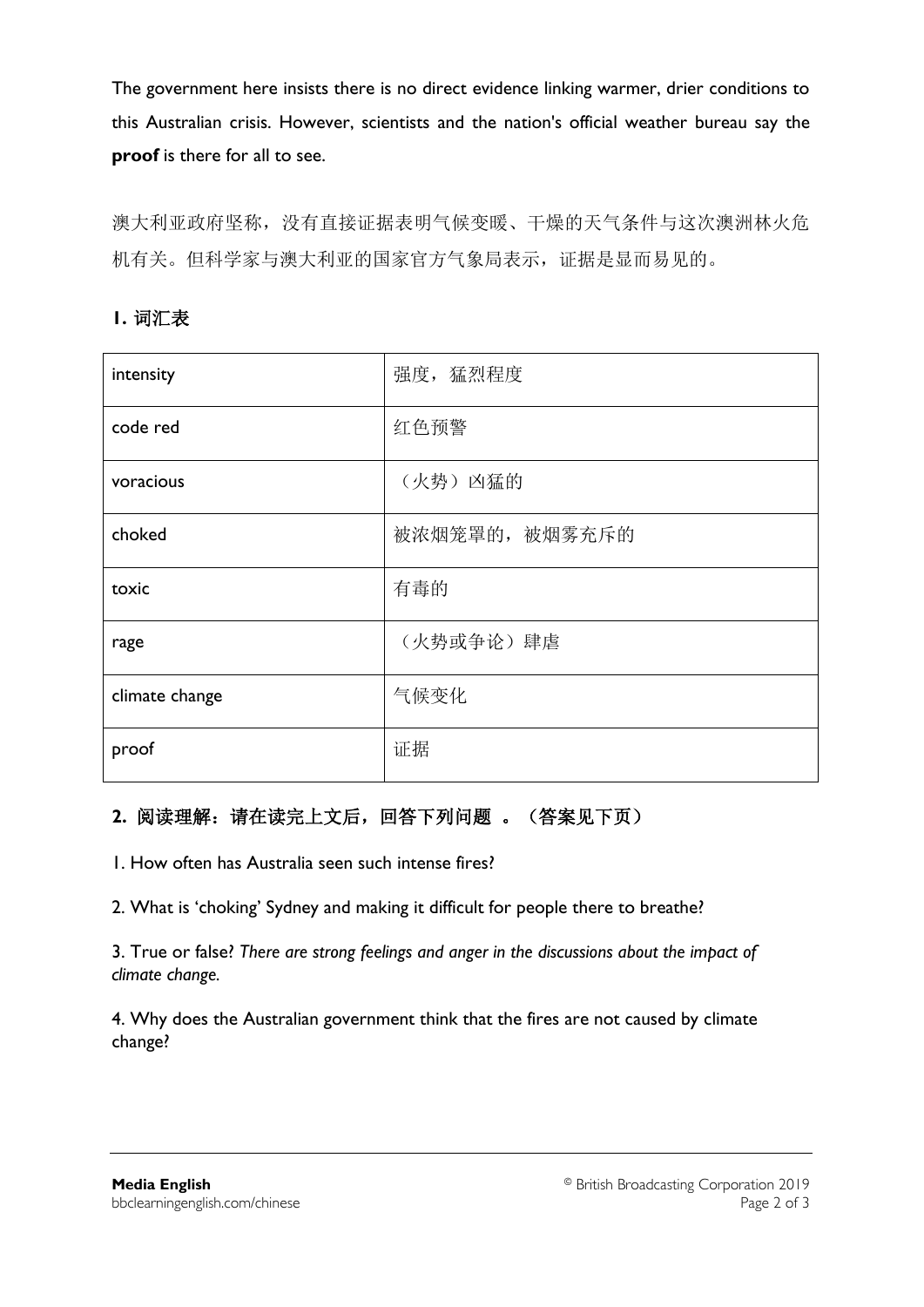The government here insists there is no direct evidence linking warmer, drier conditions to this Australian crisis. However, scientists and the nation's official weather bureau say the **proof** is there for all to see.

澳大利亚政府坚称，没有直接证据表明气候变暖、干燥的天气条件与这次澳洲林火危机有关。但科学家与澳大利亚的国家官方气象局表示，证据是显而易见的。

## 1. 词汇表

| intensity | 强度，猛烈程度 |
| --- | --- |
| code red | 红色预警 |
| voracious | （火势）凶猛的 |
| choked | 被浓烟笼罩的，被烟雾充斥的 |
| toxic | 有毒的 |
| rage | （火势或争论）肆虐 |
| climate change | 气候变化 |
| proof | 证据 |

## 2. 阅读理解：请在读完上文后，回答下列问题 。（答案见下页）

1. How often has Australia seen such intense fires?

2. What is ‘choking’ Sydney and making it difficult for people there to breathe?

3. True or false? *There are strong feelings and anger in the discussions about the impact of climate change.*

4. Why does the Australian government think that the fires are not caused by climate change?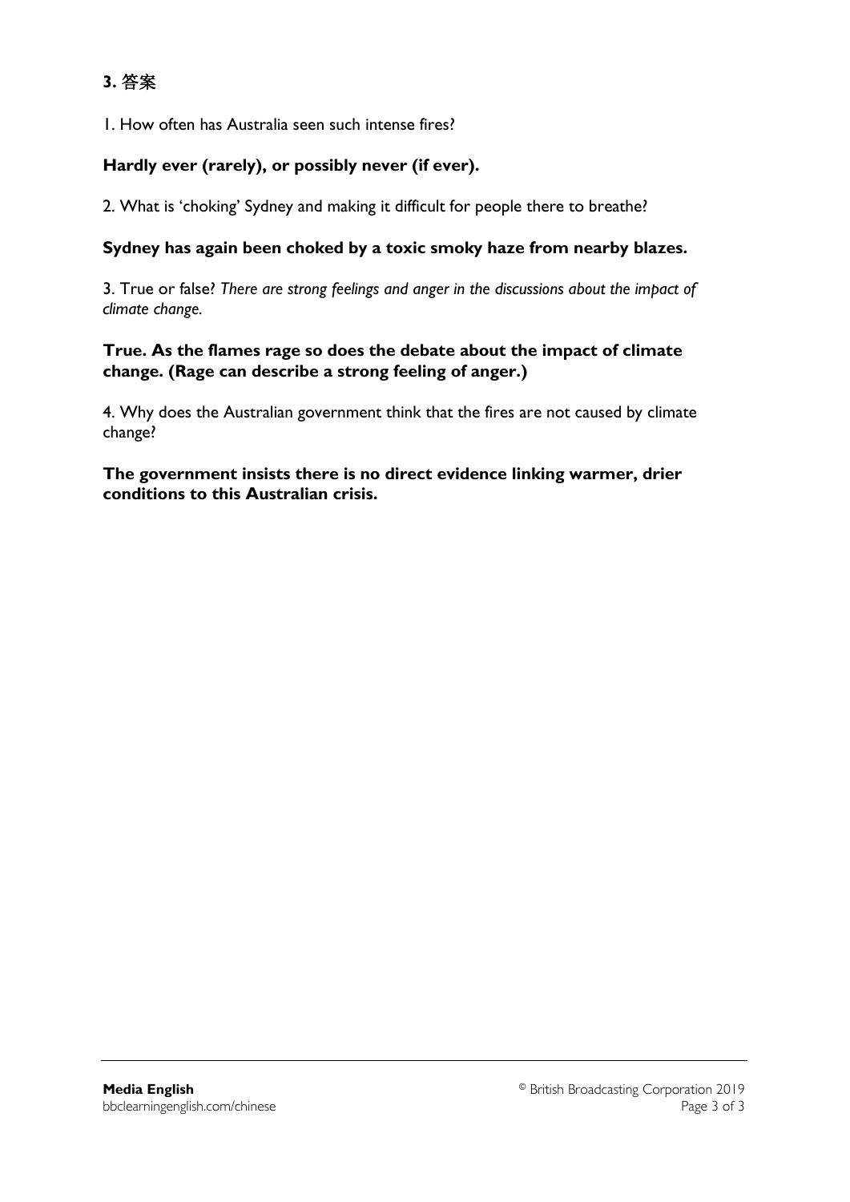## **3.** 答案

1. How often has Australia seen such intense fires?

**Hardly ever (rarely), or possibly never (if ever).**

2. What is 'choking' Sydney and making it difficult for people there to breathe?

**Sydney has again been choked by a toxic smoky haze from nearby blazes.**

3. True or false? *There are strong feelings and anger in the discussions about the impact of climate change.*

**True. As the flames rage so does the debate about the impact of climate change. (Rage can describe a strong feeling of anger.)**

4. Why does the Australian government think that the fires are not caused by climate change?

**The government insists there is no direct evidence linking warmer, drier conditions to this Australian crisis.**